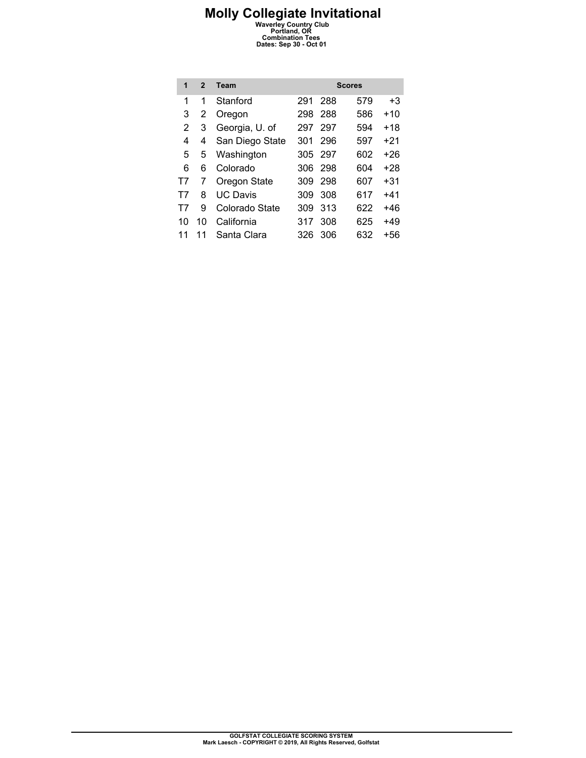# Molly Collegiate Invitational

**Waverley Country Club**
**Portland, OR**
**Combination Tees**
**Dates: Sep 30 - Oct 01**

| 1 | 2 | Team | Scores | | | |
|---|---|---|---|---|---|---|
| 1 | 1 | Stanford | 291 | 288 | 579 | +3 |
| 3 | 2 | Oregon | 298 | 288 | 586 | +10 |
| 2 | 3 | Georgia, U. of | 297 | 297 | 594 | +18 |
| 4 | 4 | San Diego State | 301 | 296 | 597 | +21 |
| 5 | 5 | Washington | 305 | 297 | 602 | +26 |
| 6 | 6 | Colorado | 306 | 298 | 604 | +28 |
| T7 | 7 | Oregon State | 309 | 298 | 607 | +31 |
| T7 | 8 | UC Davis | 309 | 308 | 617 | +41 |
| T7 | 9 | Colorado State | 309 | 313 | 622 | +46 |
| 10 | 10 | California | 317 | 308 | 625 | +49 |
| 11 | 11 | Santa Clara | 326 | 306 | 632 | +56 |

GOLFSTAT COLLEGIATE SCORING SYSTEM
Mark Laesch - COPYRIGHT © 2019, All Rights Reserved, Golfstat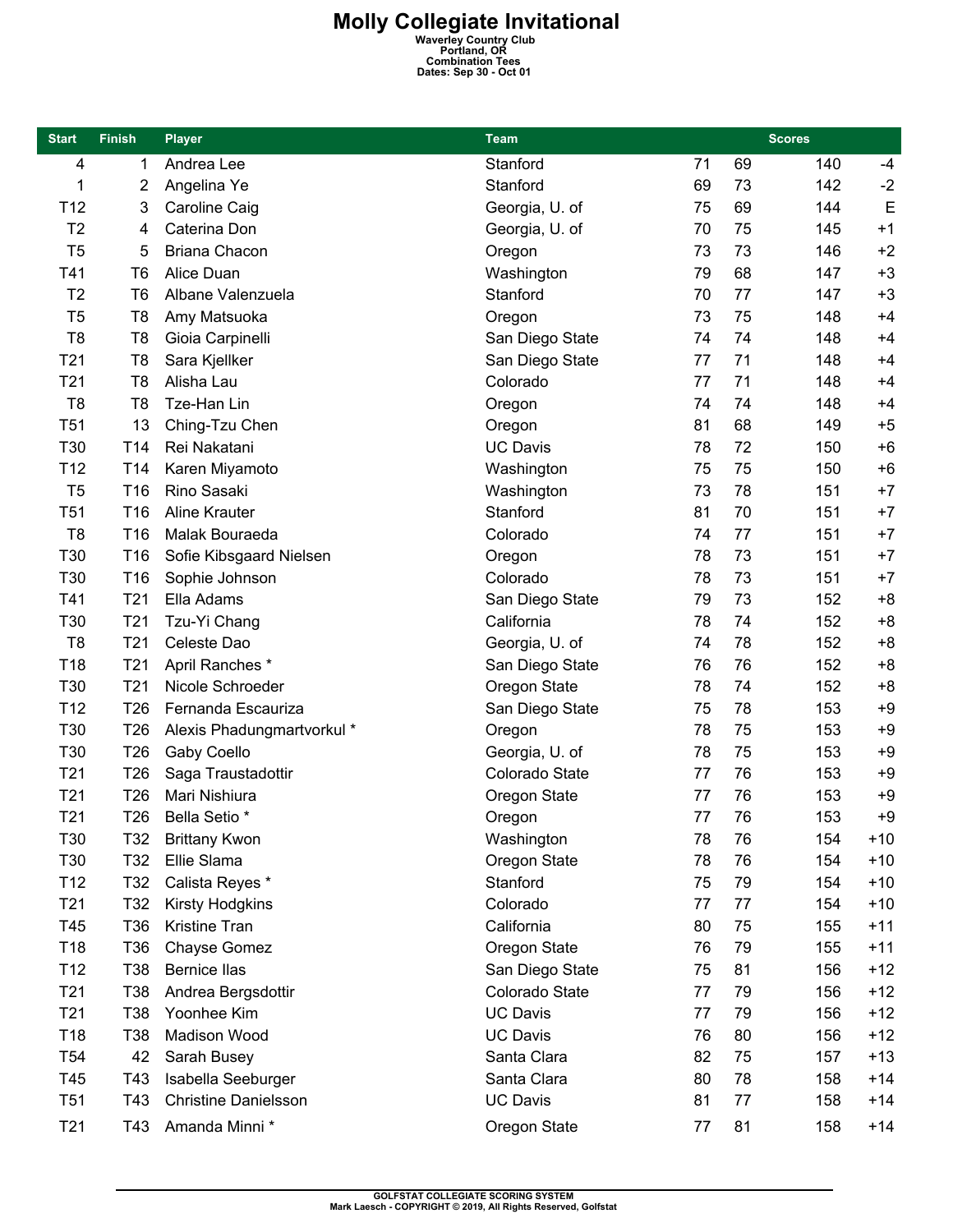# Molly Collegiate Invitational

**Waverley Country Club**
**Portland, OR**
**Combination Tees**
**Dates: Sep 30 - Oct 01**

| Start | Finish | Player | Team | Scores | | | |
|---|---|---|---|---|---|---|---|
| 4 | 1 | Andrea Lee | Stanford | 71 | 69 | 140 | -4 |
| 1 | 2 | Angelina Ye | Stanford | 69 | 73 | 142 | -2 |
| T12 | 3 | Caroline Caig | Georgia, U. of | 75 | 69 | 144 | E |
| T2 | 4 | Caterina Don | Georgia, U. of | 70 | 75 | 145 | +1 |
| T5 | 5 | Briana Chacon | Oregon | 73 | 73 | 146 | +2 |
| T41 | T6 | Alice Duan | Washington | 79 | 68 | 147 | +3 |
| T2 | T6 | Albane Valenzuela | Stanford | 70 | 77 | 147 | +3 |
| T5 | T8 | Amy Matsuoka | Oregon | 73 | 75 | 148 | +4 |
| T8 | T8 | Gioia Carpinelli | San Diego State | 74 | 74 | 148 | +4 |
| T21 | T8 | Sara Kjellker | San Diego State | 77 | 71 | 148 | +4 |
| T21 | T8 | Alisha Lau | Colorado | 77 | 71 | 148 | +4 |
| T8 | T8 | Tze-Han Lin | Oregon | 74 | 74 | 148 | +4 |
| T51 | 13 | Ching-Tzu Chen | Oregon | 81 | 68 | 149 | +5 |
| T30 | T14 | Rei Nakatani | UC Davis | 78 | 72 | 150 | +6 |
| T12 | T14 | Karen Miyamoto | Washington | 75 | 75 | 150 | +6 |
| T5 | T16 | Rino Sasaki | Washington | 73 | 78 | 151 | +7 |
| T51 | T16 | Aline Krauter | Stanford | 81 | 70 | 151 | +7 |
| T8 | T16 | Malak Bouraeda | Colorado | 74 | 77 | 151 | +7 |
| T30 | T16 | Sofie Kibsgaard Nielsen | Oregon | 78 | 73 | 151 | +7 |
| T30 | T16 | Sophie Johnson | Colorado | 78 | 73 | 151 | +7 |
| T41 | T21 | Ella Adams | San Diego State | 79 | 73 | 152 | +8 |
| T30 | T21 | Tzu-Yi Chang | California | 78 | 74 | 152 | +8 |
| T8 | T21 | Celeste Dao | Georgia, U. of | 74 | 78 | 152 | +8 |
| T18 | T21 | April Ranches * | San Diego State | 76 | 76 | 152 | +8 |
| T30 | T21 | Nicole Schroeder | Oregon State | 78 | 74 | 152 | +8 |
| T12 | T26 | Fernanda Escauriza | San Diego State | 75 | 78 | 153 | +9 |
| T30 | T26 | Alexis Phadungmartvorkul * | Oregon | 78 | 75 | 153 | +9 |
| T30 | T26 | Gaby Coello | Georgia, U. of | 78 | 75 | 153 | +9 |
| T21 | T26 | Saga Traustadottir | Colorado State | 77 | 76 | 153 | +9 |
| T21 | T26 | Mari Nishiura | Oregon State | 77 | 76 | 153 | +9 |
| T21 | T26 | Bella Setio * | Oregon | 77 | 76 | 153 | +9 |
| T30 | T32 | Brittany Kwon | Washington | 78 | 76 | 154 | +10 |
| T30 | T32 | Ellie Slama | Oregon State | 78 | 76 | 154 | +10 |
| T12 | T32 | Calista Reyes * | Stanford | 75 | 79 | 154 | +10 |
| T21 | T32 | Kirsty Hodgkins | Colorado | 77 | 77 | 154 | +10 |
| T45 | T36 | Kristine Tran | California | 80 | 75 | 155 | +11 |
| T18 | T36 | Chayse Gomez | Oregon State | 76 | 79 | 155 | +11 |
| T12 | T38 | Bernice Ilas | San Diego State | 75 | 81 | 156 | +12 |
| T21 | T38 | Andrea Bergsdottir | Colorado State | 77 | 79 | 156 | +12 |
| T21 | T38 | Yoonhee Kim | UC Davis | 77 | 79 | 156 | +12 |
| T18 | T38 | Madison Wood | UC Davis | 76 | 80 | 156 | +12 |
| T54 | 42 | Sarah Busey | Santa Clara | 82 | 75 | 157 | +13 |
| T45 | T43 | Isabella Seeburger | Santa Clara | 80 | 78 | 158 | +14 |
| T51 | T43 | Christine Danielsson | UC Davis | 81 | 77 | 158 | +14 |
| T21 | T43 | Amanda Minni * | Oregon State | 77 | 81 | 158 | +14 |

GOLFSTAT COLLEGIATE SCORING SYSTEM
Mark Laesch - COPYRIGHT © 2019, All Rights Reserved, Golfstat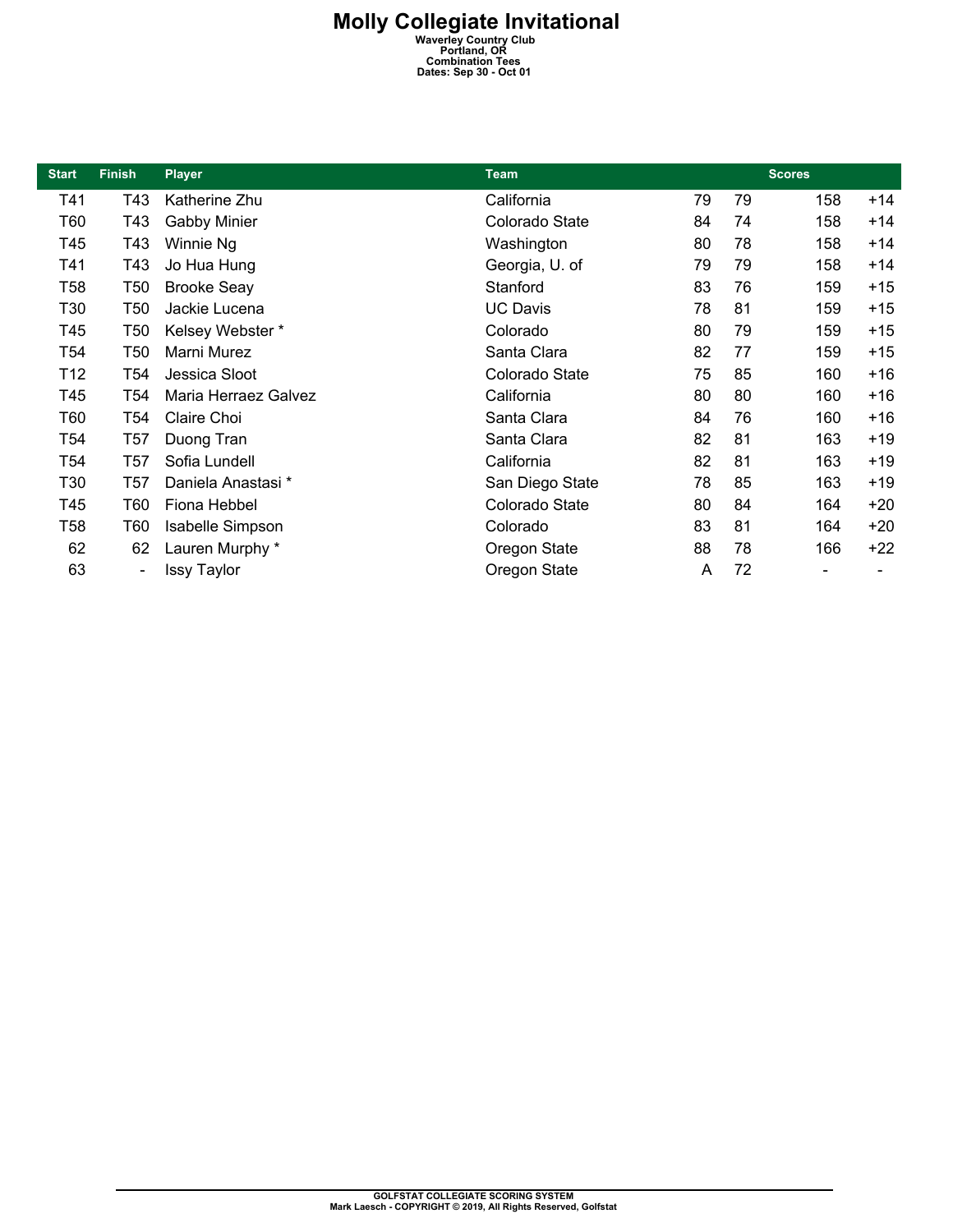# Molly Collegiate Invitational

**Waverley Country Club**
**Portland, OR**
**Combination Tees**
**Dates: Sep 30 - Oct 01**

| Start | Finish | Player | Team | Scores | | | |
|---|---|---|---|---|---|---|---|
| T41 | T43 | Katherine Zhu | California | 79 | 79 | 158 | +14 |
| T60 | T43 | Gabby Minier | Colorado State | 84 | 74 | 158 | +14 |
| T45 | T43 | Winnie Ng | Washington | 80 | 78 | 158 | +14 |
| T41 | T43 | Jo Hua Hung | Georgia, U. of | 79 | 79 | 158 | +14 |
| T58 | T50 | Brooke Seay | Stanford | 83 | 76 | 159 | +15 |
| T30 | T50 | Jackie Lucena | UC Davis | 78 | 81 | 159 | +15 |
| T45 | T50 | Kelsey Webster * | Colorado | 80 | 79 | 159 | +15 |
| T54 | T50 | Marni Murez | Santa Clara | 82 | 77 | 159 | +15 |
| T12 | T54 | Jessica Sloot | Colorado State | 75 | 85 | 160 | +16 |
| T45 | T54 | Maria Herraez Galvez | California | 80 | 80 | 160 | +16 |
| T60 | T54 | Claire Choi | Santa Clara | 84 | 76 | 160 | +16 |
| T54 | T57 | Duong Tran | Santa Clara | 82 | 81 | 163 | +19 |
| T54 | T57 | Sofia Lundell | California | 82 | 81 | 163 | +19 |
| T30 | T57 | Daniela Anastasi * | San Diego State | 78 | 85 | 163 | +19 |
| T45 | T60 | Fiona Hebbel | Colorado State | 80 | 84 | 164 | +20 |
| T58 | T60 | Isabelle Simpson | Colorado | 83 | 81 | 164 | +20 |
| 62 | 62 | Lauren Murphy * | Oregon State | 88 | 78 | 166 | +22 |
| 63 | - | Issy Taylor | Oregon State | A | 72 | - | - |

GOLFSTAT COLLEGIATE SCORING SYSTEM
Mark Laesch - COPYRIGHT © 2019, All Rights Reserved, Golfstat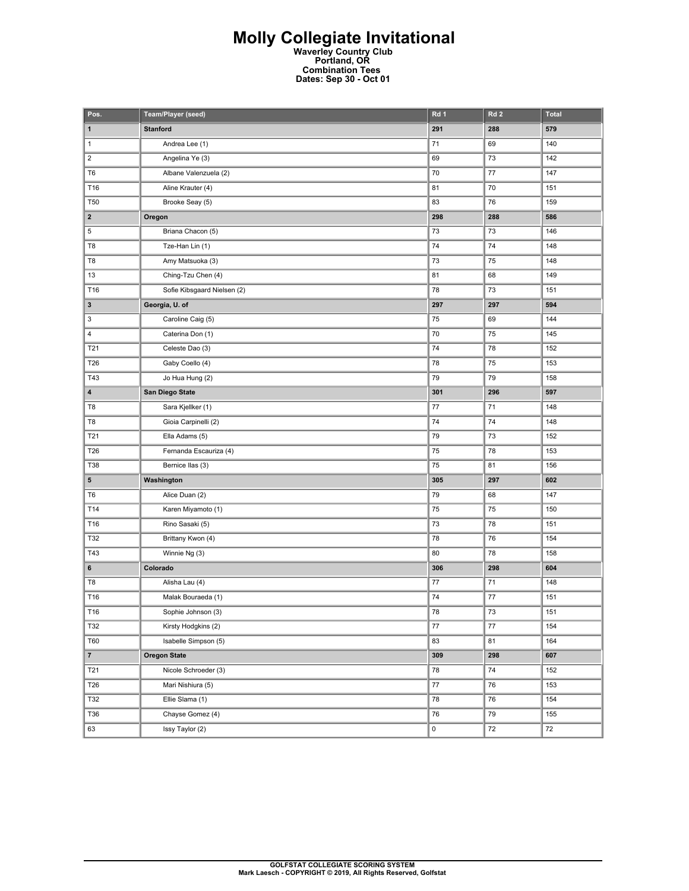# Molly Collegiate Invitational

**Waverley Country Club**
**Portland, OR**
**Combination Tees**
**Dates: Sep 30 - Oct 01**

| Pos. | Team/Player (seed) | Rd 1 | Rd 2 | Total |
|---|---|---|---|---|
| **1** | **Stanford** | **291** | **288** | **579** |
| 1 | Andrea Lee (1) | 71 | 69 | 140 |
| 2 | Angelina Ye (3) | 69 | 73 | 142 |
| T6 | Albane Valenzuela (2) | 70 | 77 | 147 |
| T16 | Aline Krauter (4) | 81 | 70 | 151 |
| T50 | Brooke Seay (5) | 83 | 76 | 159 |
| **2** | **Oregon** | **298** | **288** | **586** |
| 5 | Briana Chacon (5) | 73 | 73 | 146 |
| T8 | Tze-Han Lin (1) | 74 | 74 | 148 |
| T8 | Amy Matsuoka (3) | 73 | 75 | 148 |
| 13 | Ching-Tzu Chen (4) | 81 | 68 | 149 |
| T16 | Sofie Kibsgaard Nielsen (2) | 78 | 73 | 151 |
| **3** | **Georgia, U. of** | **297** | **297** | **594** |
| 3 | Caroline Caig (5) | 75 | 69 | 144 |
| 4 | Caterina Don (1) | 70 | 75 | 145 |
| T21 | Celeste Dao (3) | 74 | 78 | 152 |
| T26 | Gaby Coello (4) | 78 | 75 | 153 |
| T43 | Jo Hua Hung (2) | 79 | 79 | 158 |
| **4** | **San Diego State** | **301** | **296** | **597** |
| T8 | Sara Kjellker (1) | 77 | 71 | 148 |
| T8 | Gioia Carpinelli (2) | 74 | 74 | 148 |
| T21 | Ella Adams (5) | 79 | 73 | 152 |
| T26 | Fernanda Escauriza (4) | 75 | 78 | 153 |
| T38 | Bernice Ilas (3) | 75 | 81 | 156 |
| **5** | **Washington** | **305** | **297** | **602** |
| T6 | Alice Duan (2) | 79 | 68 | 147 |
| T14 | Karen Miyamoto (1) | 75 | 75 | 150 |
| T16 | Rino Sasaki (5) | 73 | 78 | 151 |
| T32 | Brittany Kwon (4) | 78 | 76 | 154 |
| T43 | Winnie Ng (3) | 80 | 78 | 158 |
| **6** | **Colorado** | **306** | **298** | **604** |
| T8 | Alisha Lau (4) | 77 | 71 | 148 |
| T16 | Malak Bouraeda (1) | 74 | 77 | 151 |
| T16 | Sophie Johnson (3) | 78 | 73 | 151 |
| T32 | Kirsty Hodgkins (2) | 77 | 77 | 154 |
| T60 | Isabelle Simpson (5) | 83 | 81 | 164 |
| **7** | **Oregon State** | **309** | **298** | **607** |
| T21 | Nicole Schroeder (3) | 78 | 74 | 152 |
| T26 | Mari Nishiura (5) | 77 | 76 | 153 |
| T32 | Ellie Slama (1) | 78 | 76 | 154 |
| T36 | Chayse Gomez (4) | 76 | 79 | 155 |
| 63 | Issy Taylor (2) | 0 | 72 | 72 |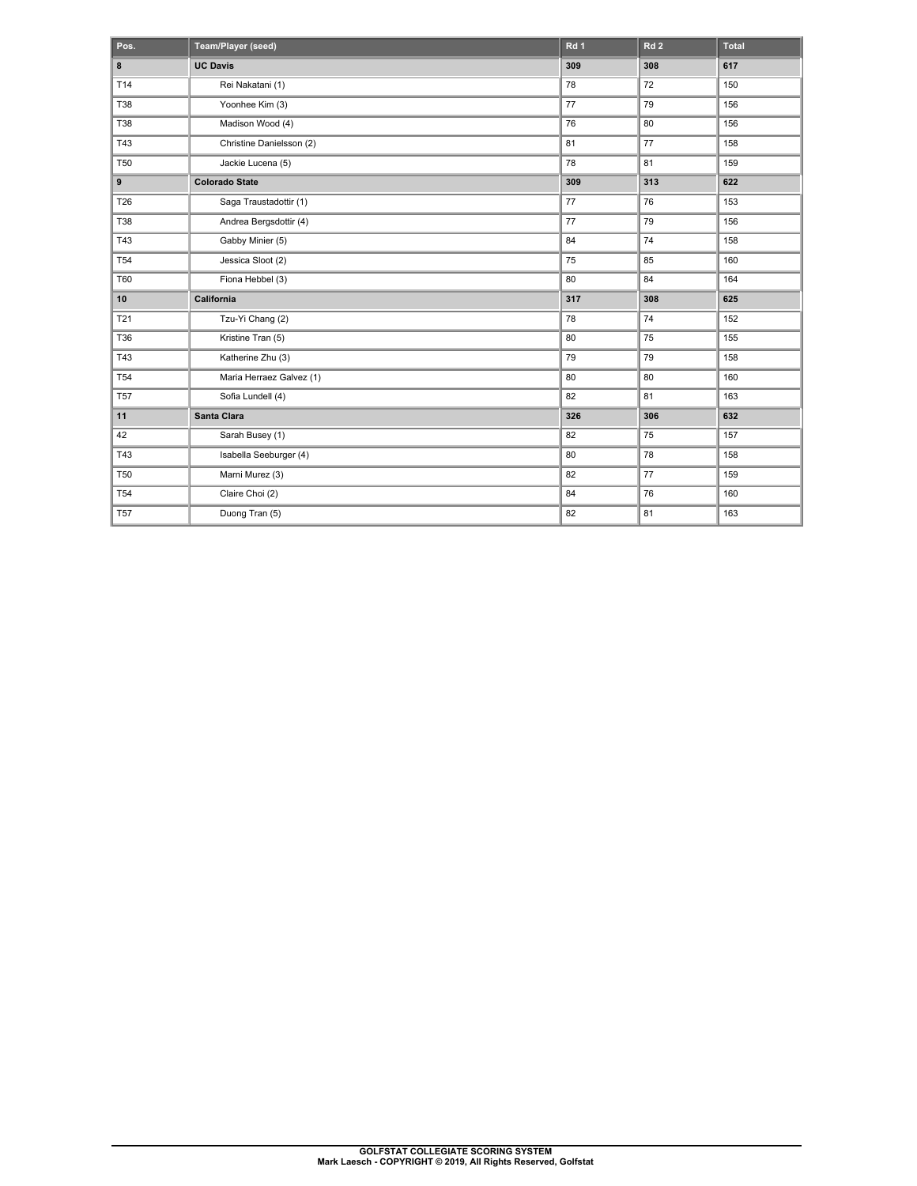| Pos. | Team/Player (seed) | Rd 1 | Rd 2 | Total |
|---|---|---|---|---|
| **8** | **UC Davis** | **309** | **308** | **617** |
| T14 | Rei Nakatani (1) | 78 | 72 | 150 |
| T38 | Yoonhee Kim (3) | 77 | 79 | 156 |
| T38 | Madison Wood (4) | 76 | 80 | 156 |
| T43 | Christine Danielsson (2) | 81 | 77 | 158 |
| T50 | Jackie Lucena (5) | 78 | 81 | 159 |
| **9** | **Colorado State** | **309** | **313** | **622** |
| T26 | Saga Traustadottir (1) | 77 | 76 | 153 |
| T38 | Andrea Bergsdottir (4) | 77 | 79 | 156 |
| T43 | Gabby Minier (5) | 84 | 74 | 158 |
| T54 | Jessica Sloot (2) | 75 | 85 | 160 |
| T60 | Fiona Hebbel (3) | 80 | 84 | 164 |
| **10** | **California** | **317** | **308** | **625** |
| T21 | Tzu-Yi Chang (2) | 78 | 74 | 152 |
| T36 | Kristine Tran (5) | 80 | 75 | 155 |
| T43 | Katherine Zhu (3) | 79 | 79 | 158 |
| T54 | Maria Herraez Galvez (1) | 80 | 80 | 160 |
| T57 | Sofia Lundell (4) | 82 | 81 | 163 |
| **11** | **Santa Clara** | **326** | **306** | **632** |
| 42 | Sarah Busey (1) | 82 | 75 | 157 |
| T43 | Isabella Seeburger (4) | 80 | 78 | 158 |
| T50 | Marni Murez (3) | 82 | 77 | 159 |
| T54 | Claire Choi (2) | 84 | 76 | 160 |
| T57 | Duong Tran (5) | 82 | 81 | 163 |

**GOLFSTAT COLLEGIATE SCORING SYSTEM**
**Mark Laesch - COPYRIGHT © 2019, All Rights Reserved, Golfstat**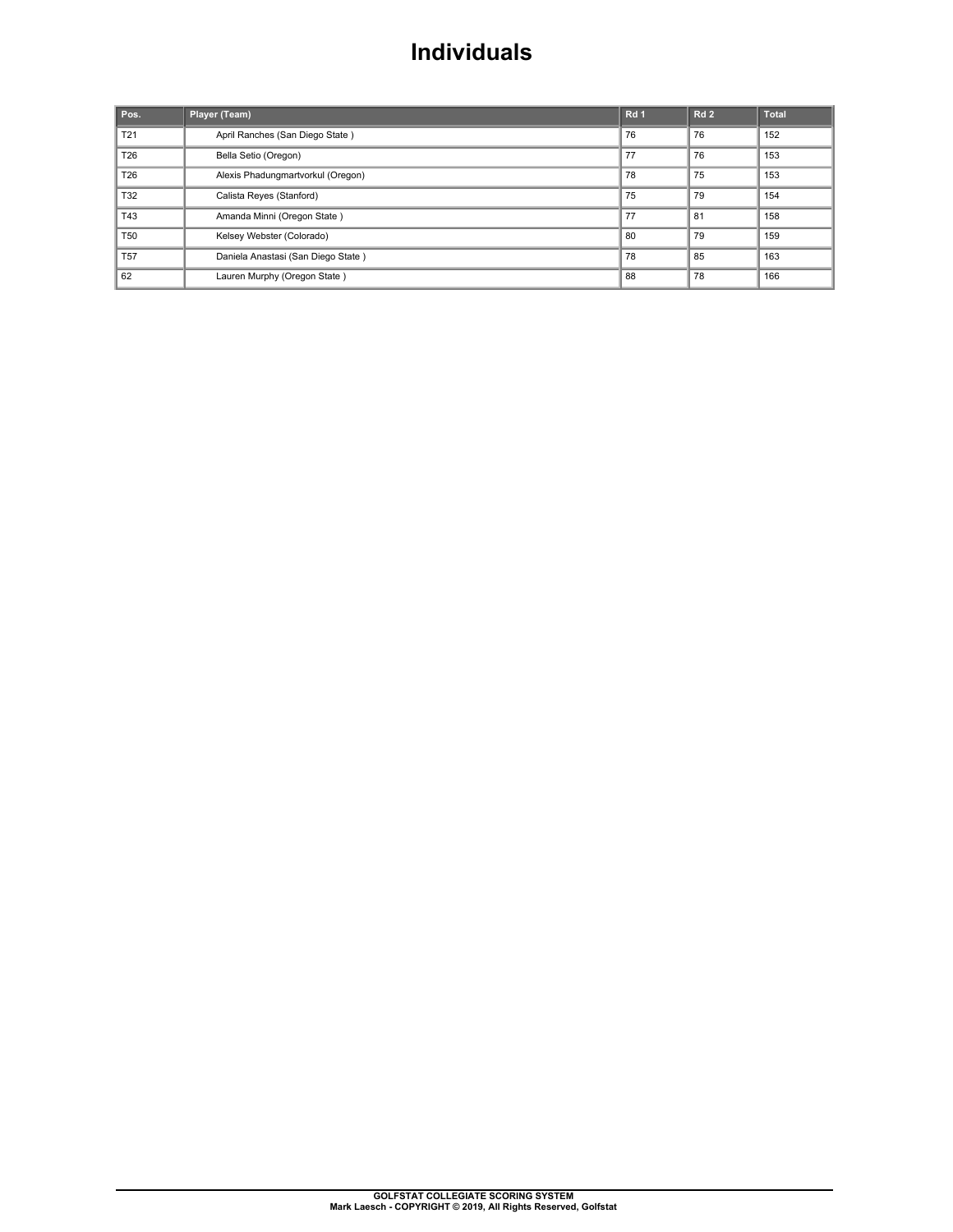# Individuals

| Pos. | Player (Team) | Rd 1 | Rd 2 | Total |
|---|---|---|---|---|
| T21 | April Ranches (San Diego State ) | 76 | 76 | 152 |
| T26 | Bella Setio (Oregon) | 77 | 76 | 153 |
| T26 | Alexis Phadungmartvorkul (Oregon) | 78 | 75 | 153 |
| T32 | Calista Reyes (Stanford) | 75 | 79 | 154 |
| T43 | Amanda Minni (Oregon State ) | 77 | 81 | 158 |
| T50 | Kelsey Webster (Colorado) | 80 | 79 | 159 |
| T57 | Daniela Anastasi (San Diego State ) | 78 | 85 | 163 |
| 62 | Lauren Murphy (Oregon State ) | 88 | 78 | 166 |

GOLFSTAT COLLEGIATE SCORING SYSTEM
Mark Laesch - COPYRIGHT © 2019, All Rights Reserved, Golfstat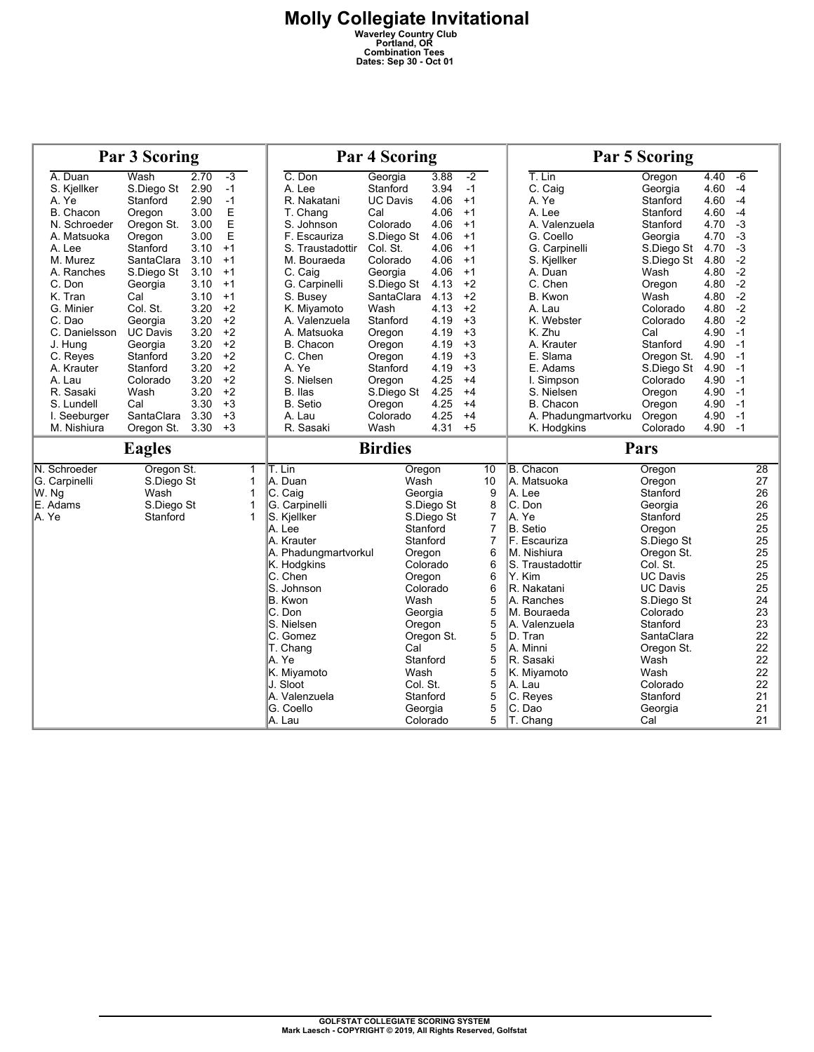# Molly Collegiate Invitational

**Waverley Country Club**
**Portland, OR**
**Combination Tees**
**Dates: Sep 30 - Oct 01**

## Par 3 Scoring

| Player | Team | Avg | +/- |
|---|---|---|---|
| A. Duan | Wash | 2.70 | -3 |
| S. Kjellker | S.Diego St | 2.90 | -1 |
| A. Ye | Stanford | 2.90 | -1 |
| B. Chacon | Oregon | 3.00 | E |
| N. Schroeder | Oregon St. | 3.00 | E |
| A. Matsuoka | Oregon | 3.00 | E |
| A. Lee | Stanford | 3.10 | +1 |
| M. Murez | SantaClara | 3.10 | +1 |
| A. Ranches | S.Diego St | 3.10 | +1 |
| C. Don | Georgia | 3.10 | +1 |
| K. Tran | Cal | 3.10 | +1 |
| G. Minier | Col. St. | 3.20 | +2 |
| C. Dao | Georgia | 3.20 | +2 |
| C. Danielsson | UC Davis | 3.20 | +2 |
| J. Hung | Georgia | 3.20 | +2 |
| C. Reyes | Stanford | 3.20 | +2 |
| A. Krauter | Stanford | 3.20 | +2 |
| A. Lau | Colorado | 3.20 | +2 |
| R. Sasaki | Wash | 3.20 | +2 |
| S. Lundell | Cal | 3.30 | +3 |
| I. Seeburger | SantaClara | 3.30 | +3 |
| M. Nishiura | Oregon St. | 3.30 | +3 |

## Par 4 Scoring

| Player | Team | Avg | +/- |
|---|---|---|---|
| C. Don | Georgia | 3.88 | -2 |
| A. Lee | Stanford | 3.94 | -1 |
| R. Nakatani | UC Davis | 4.06 | +1 |
| T. Chang | Cal | 4.06 | +1 |
| S. Johnson | Colorado | 4.06 | +1 |
| F. Escauriza | S.Diego St | 4.06 | +1 |
| S. Traustadottir | Col. St. | 4.06 | +1 |
| M. Bouraeda | Colorado | 4.06 | +1 |
| C. Caig | Georgia | 4.06 | +1 |
| G. Carpinelli | S.Diego St | 4.13 | +2 |
| S. Busey | SantaClara | 4.13 | +2 |
| K. Miyamoto | Wash | 4.13 | +2 |
| A. Valenzuela | Stanford | 4.19 | +3 |
| A. Matsuoka | Oregon | 4.19 | +3 |
| B. Chacon | Oregon | 4.19 | +3 |
| C. Chen | Oregon | 4.19 | +3 |
| A. Ye | Stanford | 4.19 | +3 |
| S. Nielsen | Oregon | 4.25 | +4 |
| B. Ilas | S.Diego St | 4.25 | +4 |
| B. Setio | Oregon | 4.25 | +4 |
| A. Lau | Colorado | 4.25 | +4 |
| R. Sasaki | Wash | 4.31 | +5 |

## Par 5 Scoring

| Player | Team | Avg | +/- |
|---|---|---|---|
| T. Lin | Oregon | 4.40 | -6 |
| C. Caig | Georgia | 4.60 | -4 |
| A. Ye | Stanford | 4.60 | -4 |
| A. Lee | Stanford | 4.60 | -4 |
| A. Valenzuela | Stanford | 4.70 | -3 |
| G. Coello | Georgia | 4.70 | -3 |
| G. Carpinelli | S.Diego St | 4.70 | -3 |
| S. Kjellker | S.Diego St | 4.80 | -2 |
| A. Duan | Wash | 4.80 | -2 |
| C. Chen | Oregon | 4.80 | -2 |
| B. Kwon | Wash | 4.80 | -2 |
| A. Lau | Colorado | 4.80 | -2 |
| K. Webster | Colorado | 4.80 | -2 |
| K. Zhu | Cal | 4.90 | -1 |
| A. Krauter | Stanford | 4.90 | -1 |
| E. Slama | Oregon St. | 4.90 | -1 |
| E. Adams | S.Diego St | 4.90 | -1 |
| I. Simpson | Colorado | 4.90 | -1 |
| S. Nielsen | Oregon | 4.90 | -1 |
| B. Chacon | Oregon | 4.90 | -1 |
| A. Phadungmartvorku | Oregon | 4.90 | -1 |
| K. Hodgkins | Colorado | 4.90 | -1 |

## Eagles

| Player | Team | Count |
|---|---|---|
| N. Schroeder | Oregon St. | 1 |
| G. Carpinelli | S.Diego St | 1 |
| W. Ng | Wash | 1 |
| E. Adams | S.Diego St | 1 |
| A. Ye | Stanford | 1 |

## Birdies

| Player | Team | Count |
|---|---|---|
| T. Lin | Oregon | 10 |
| A. Duan | Wash | 10 |
| C. Caig | Georgia | 9 |
| G. Carpinelli | S.Diego St | 8 |
| S. Kjellker | S.Diego St | 7 |
| A. Lee | Stanford | 7 |
| A. Krauter | Stanford | 7 |
| A. Phadungmartvorkul | Oregon | 6 |
| K. Hodgkins | Colorado | 6 |
| C. Chen | Oregon | 6 |
| S. Johnson | Colorado | 6 |
| B. Kwon | Wash | 5 |
| C. Don | Georgia | 5 |
| S. Nielsen | Oregon | 5 |
| C. Gomez | Oregon St. | 5 |
| T. Chang | Cal | 5 |
| A. Ye | Stanford | 5 |
| K. Miyamoto | Wash | 5 |
| J. Sloot | Col. St. | 5 |
| A. Valenzuela | Stanford | 5 |
| G. Coello | Georgia | 5 |
| A. Lau | Colorado | 5 |

## Pars

| Player | Team | Count |
|---|---|---|
| B. Chacon | Oregon | 28 |
| A. Matsuoka | Oregon | 27 |
| A. Lee | Stanford | 26 |
| C. Don | Georgia | 26 |
| A. Ye | Stanford | 25 |
| B. Setio | Oregon | 25 |
| F. Escauriza | S.Diego St | 25 |
| M. Nishiura | Oregon St. | 25 |
| S. Traustadottir | Col. St. | 25 |
| Y. Kim | UC Davis | 25 |
| R. Nakatani | UC Davis | 25 |
| A. Ranches | S.Diego St | 24 |
| M. Bouraeda | Colorado | 23 |
| A. Valenzuela | Stanford | 23 |
| D. Tran | SantaClara | 22 |
| A. Minni | Oregon St. | 22 |
| R. Sasaki | Wash | 22 |
| K. Miyamoto | Wash | 22 |
| A. Lau | Colorado | 22 |
| C. Reyes | Stanford | 21 |
| C. Dao | Georgia | 21 |
| T. Chang | Cal | 21 |

GOLFSTAT COLLEGIATE SCORING SYSTEM
Mark Laesch - COPYRIGHT © 2019, All Rights Reserved, Golfstat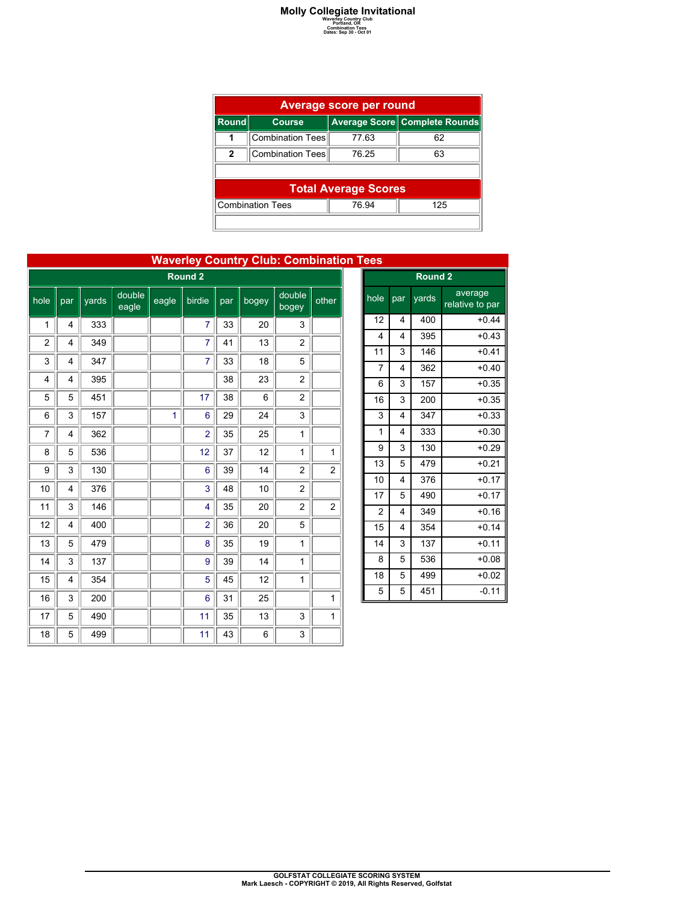# Molly Collegiate Invitational

Waverley Country Club
Portland, OR
Combination Tees
Dates: Sep 30 - Oct 01

| Average score per round | | | |
|---|---|---|---|
| Round | Course | Average Score | Complete Rounds |
| 1 | Combination Tees | 77.63 | 62 |
| 2 | Combination Tees | 76.25 | 63 |
| **Total Average Scores** | | | |
| Combination Tees | | 76.94 | 125 |

## Waverley Country Club: Combination Tees

| Round 2 | | | | | | | | | |
|---|---|---|---|---|---|---|---|---|---|
| hole | par | yards | double eagle | eagle | birdie | par | bogey | double bogey | other |
| 1 | 4 | 333 | | | 7 | 33 | 20 | 3 | |
| 2 | 4 | 349 | | | 7 | 41 | 13 | 2 | |
| 3 | 4 | 347 | | | 7 | 33 | 18 | 5 | |
| 4 | 4 | 395 | | | | 38 | 23 | 2 | |
| 5 | 5 | 451 | | | 17 | 38 | 6 | 2 | |
| 6 | 3 | 157 | | 1 | 6 | 29 | 24 | 3 | |
| 7 | 4 | 362 | | | 2 | 35 | 25 | 1 | |
| 8 | 5 | 536 | | | 12 | 37 | 12 | 1 | 1 |
| 9 | 3 | 130 | | | 6 | 39 | 14 | 2 | 2 |
| 10 | 4 | 376 | | | 3 | 48 | 10 | 2 | |
| 11 | 3 | 146 | | | 4 | 35 | 20 | 2 | 2 |
| 12 | 4 | 400 | | | 2 | 36 | 20 | 5 | |
| 13 | 5 | 479 | | | 8 | 35 | 19 | 1 | |
| 14 | 3 | 137 | | | 9 | 39 | 14 | 1 | |
| 15 | 4 | 354 | | | 5 | 45 | 12 | 1 | |
| 16 | 3 | 200 | | | 6 | 31 | 25 | | 1 |
| 17 | 5 | 490 | | | 11 | 35 | 13 | 3 | 1 |
| 18 | 5 | 499 | | | 11 | 43 | 6 | 3 | |

| Round 2 | | | |
|---|---|---|---|
| hole | par | yards | average relative to par |
| 12 | 4 | 400 | +0.44 |
| 4 | 4 | 395 | +0.43 |
| 11 | 3 | 146 | +0.41 |
| 7 | 4 | 362 | +0.40 |
| 6 | 3 | 157 | +0.35 |
| 16 | 3 | 200 | +0.35 |
| 3 | 4 | 347 | +0.33 |
| 1 | 4 | 333 | +0.30 |
| 9 | 3 | 130 | +0.29 |
| 13 | 5 | 479 | +0.21 |
| 10 | 4 | 376 | +0.17 |
| 17 | 5 | 490 | +0.17 |
| 2 | 4 | 349 | +0.16 |
| 15 | 4 | 354 | +0.14 |
| 14 | 3 | 137 | +0.11 |
| 8 | 5 | 536 | +0.08 |
| 18 | 5 | 499 | +0.02 |
| 5 | 5 | 451 | -0.11 |

GOLFSTAT COLLEGIATE SCORING SYSTEM
Mark Laesch - COPYRIGHT © 2019, All Rights Reserved, Golfstat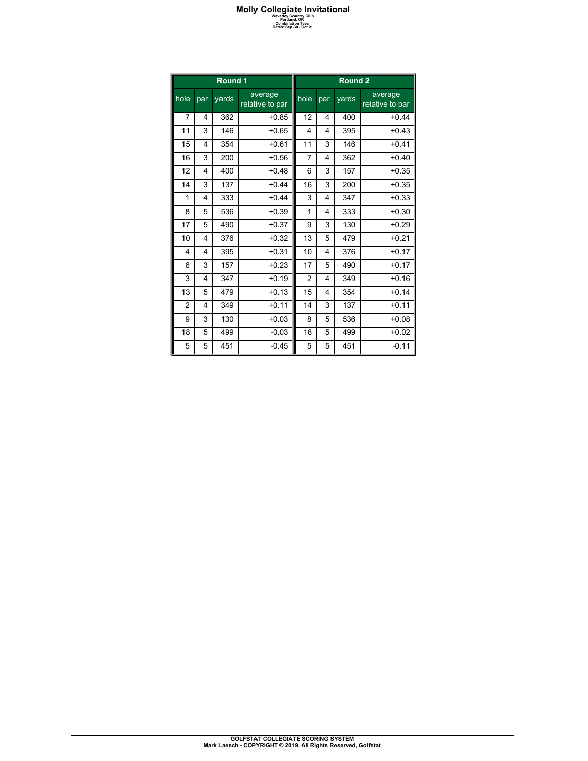# Molly Collegiate Invitational

**Waverley Country Club**
**Portland, OR**
**Combination Tees**
**Dates: Sep 30 - Oct 01**

| Round 1 | | | | Round 2 | | | |
|---|---|---|---|---|---|---|---|
| hole | par | yards | average relative to par | hole | par | yards | average relative to par |
| 7 | 4 | 362 | +0.85 | 12 | 4 | 400 | +0.44 |
| 11 | 3 | 146 | +0.65 | 4 | 4 | 395 | +0.43 |
| 15 | 4 | 354 | +0.61 | 11 | 3 | 146 | +0.41 |
| 16 | 3 | 200 | +0.56 | 7 | 4 | 362 | +0.40 |
| 12 | 4 | 400 | +0.48 | 6 | 3 | 157 | +0.35 |
| 14 | 3 | 137 | +0.44 | 16 | 3 | 200 | +0.35 |
| 1 | 4 | 333 | +0.44 | 3 | 4 | 347 | +0.33 |
| 8 | 5 | 536 | +0.39 | 1 | 4 | 333 | +0.30 |
| 17 | 5 | 490 | +0.37 | 9 | 3 | 130 | +0.29 |
| 10 | 4 | 376 | +0.32 | 13 | 5 | 479 | +0.21 |
| 4 | 4 | 395 | +0.31 | 10 | 4 | 376 | +0.17 |
| 6 | 3 | 157 | +0.23 | 17 | 5 | 490 | +0.17 |
| 3 | 4 | 347 | +0.19 | 2 | 4 | 349 | +0.16 |
| 13 | 5 | 479 | +0.13 | 15 | 4 | 354 | +0.14 |
| 2 | 4 | 349 | +0.11 | 14 | 3 | 137 | +0.11 |
| 9 | 3 | 130 | +0.03 | 8 | 5 | 536 | +0.08 |
| 18 | 5 | 499 | -0.03 | 18 | 5 | 499 | +0.02 |
| 5 | 5 | 451 | -0.45 | 5 | 5 | 451 | -0.11 |

**GOLFSTAT COLLEGIATE SCORING SYSTEM**
**Mark Laesch - COPYRIGHT © 2019, All Rights Reserved, Golfstat**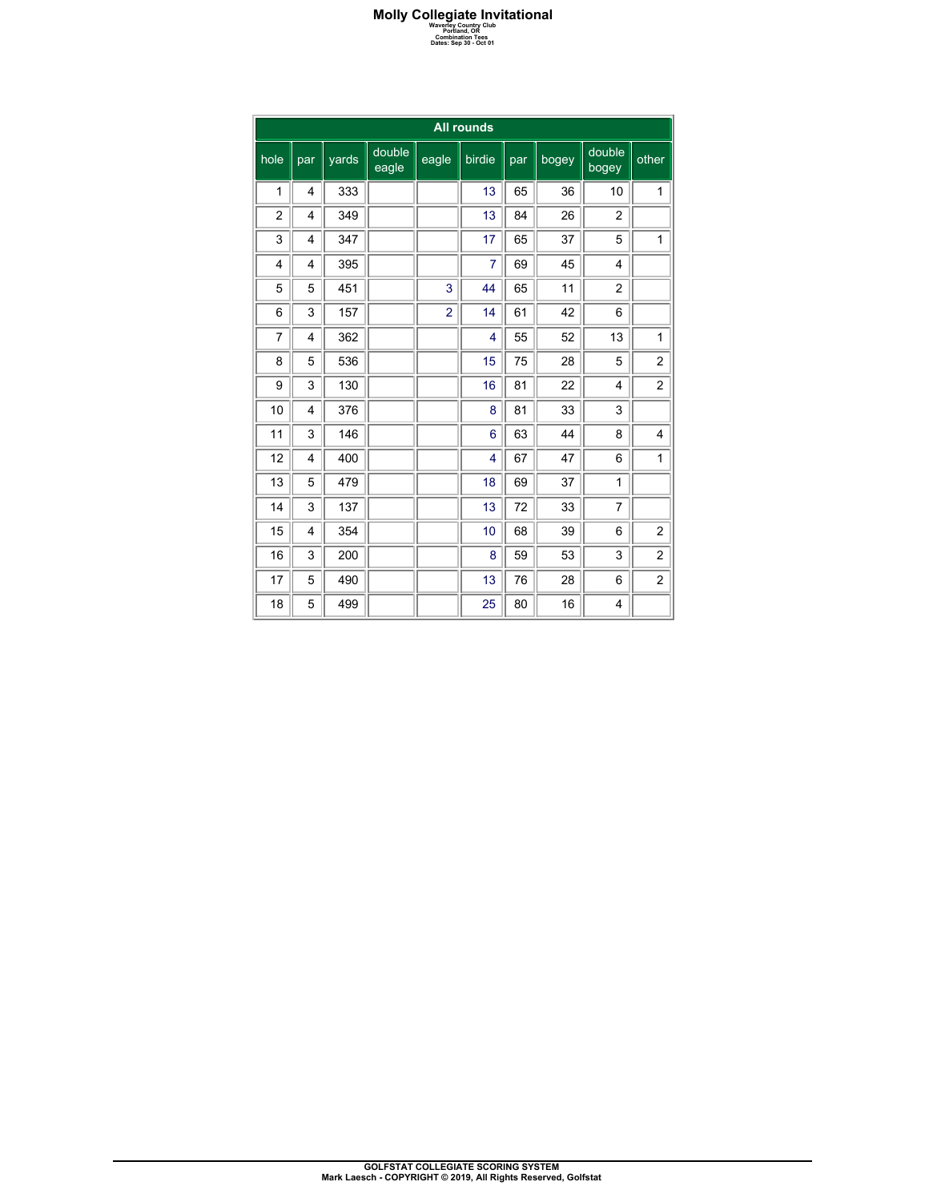# Molly Collegiate Invitational

Waverley Country Club
Portland, OR
Combination Tees
Dates: Sep 30 - Oct 01

| All rounds | | | | | | | | | |
|---|---|---|---|---|---|---|---|---|---|
| hole | par | yards | double eagle | eagle | birdie | par | bogey | double bogey | other |
| 1 | 4 | 333 | | | 13 | 65 | 36 | 10 | 1 |
| 2 | 4 | 349 | | | 13 | 84 | 26 | 2 | |
| 3 | 4 | 347 | | | 17 | 65 | 37 | 5 | 1 |
| 4 | 4 | 395 | | | 7 | 69 | 45 | 4 | |
| 5 | 5 | 451 | | 3 | 44 | 65 | 11 | 2 | |
| 6 | 3 | 157 | | 2 | 14 | 61 | 42 | 6 | |
| 7 | 4 | 362 | | | 4 | 55 | 52 | 13 | 1 |
| 8 | 5 | 536 | | | 15 | 75 | 28 | 5 | 2 |
| 9 | 3 | 130 | | | 16 | 81 | 22 | 4 | 2 |
| 10 | 4 | 376 | | | 8 | 81 | 33 | 3 | |
| 11 | 3 | 146 | | | 6 | 63 | 44 | 8 | 4 |
| 12 | 4 | 400 | | | 4 | 67 | 47 | 6 | 1 |
| 13 | 5 | 479 | | | 18 | 69 | 37 | 1 | |
| 14 | 3 | 137 | | | 13 | 72 | 33 | 7 | |
| 15 | 4 | 354 | | | 10 | 68 | 39 | 6 | 2 |
| 16 | 3 | 200 | | | 8 | 59 | 53 | 3 | 2 |
| 17 | 5 | 490 | | | 13 | 76 | 28 | 6 | 2 |
| 18 | 5 | 499 | | | 25 | 80 | 16 | 4 | |

GOLFSTAT COLLEGIATE SCORING SYSTEM
Mark Laesch - COPYRIGHT © 2019, All Rights Reserved, Golfstat